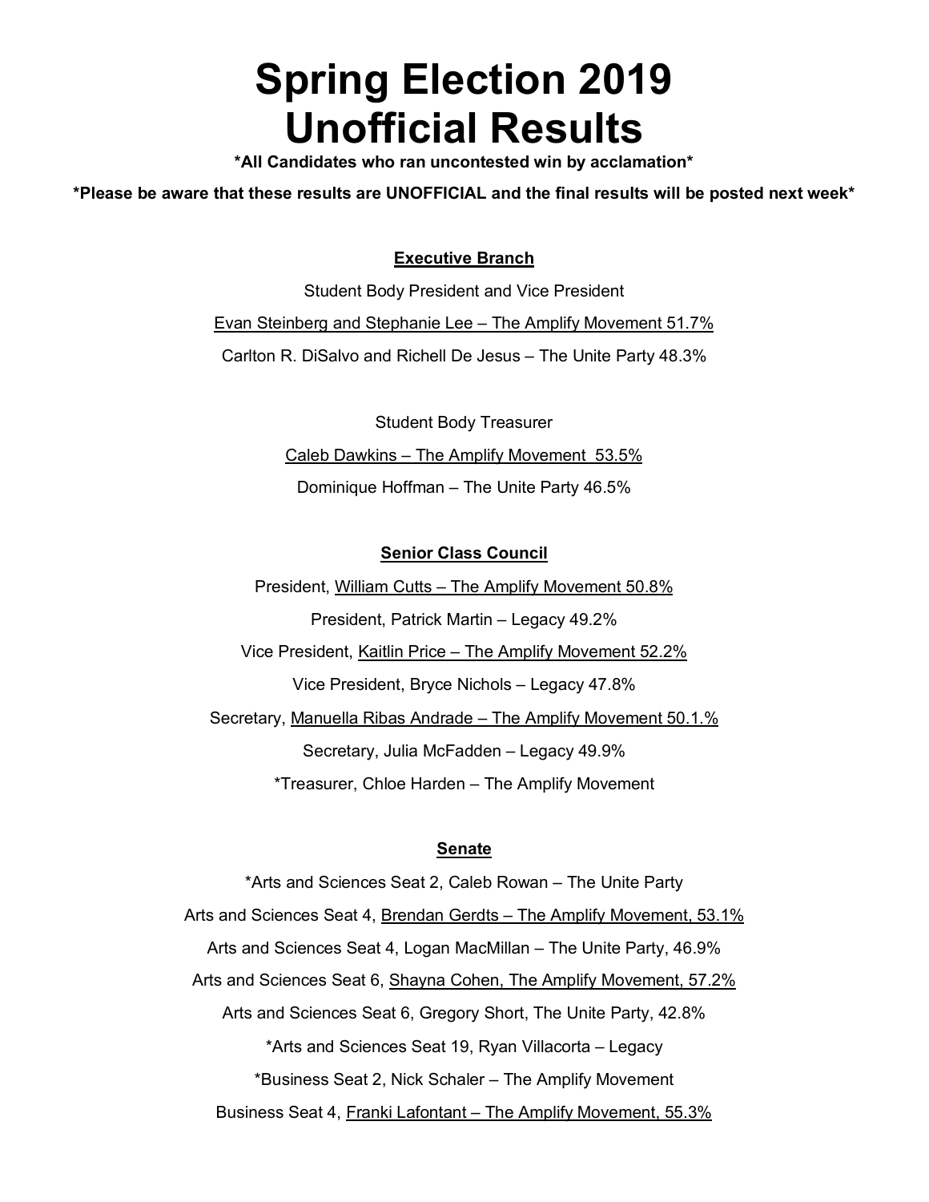# Spring Election 2019
# Unofficial Results

**\*All Candidates who ran uncontested win by acclamation\***

**\*Please be aware that these results are UNOFFICIAL and the final results will be posted next week\***

## Executive Branch

Student Body President and Vice President

Evan Steinberg and Stephanie Lee – The Amplify Movement 51.7%

Carlton R. DiSalvo and Richell De Jesus – The Unite Party 48.3%

Student Body Treasurer

Caleb Dawkins – The Amplify Movement 53.5%

Dominique Hoffman – The Unite Party 46.5%

## Senior Class Council

President, William Cutts – The Amplify Movement 50.8%

President, Patrick Martin – Legacy 49.2%

Vice President, Kaitlin Price – The Amplify Movement 52.2%

Vice President, Bryce Nichols – Legacy 47.8%

Secretary, Manuella Ribas Andrade – The Amplify Movement 50.1.%

Secretary, Julia McFadden – Legacy 49.9%

*Treasurer, Chloe Harden – The Amplify Movement

## Senate

*Arts and Sciences Seat 2, Caleb Rowan – The Unite Party

Arts and Sciences Seat 4, Brendan Gerdts – The Amplify Movement, 53.1%

Arts and Sciences Seat 4, Logan MacMillan – The Unite Party, 46.9%

Arts and Sciences Seat 6, Shayna Cohen, The Amplify Movement, 57.2%

Arts and Sciences Seat 6, Gregory Short, The Unite Party, 42.8%

*Arts and Sciences Seat 19, Ryan Villacorta – Legacy

*Business Seat 2, Nick Schaler – The Amplify Movement

Business Seat 4, Franki Lafontant – The Amplify Movement, 55.3%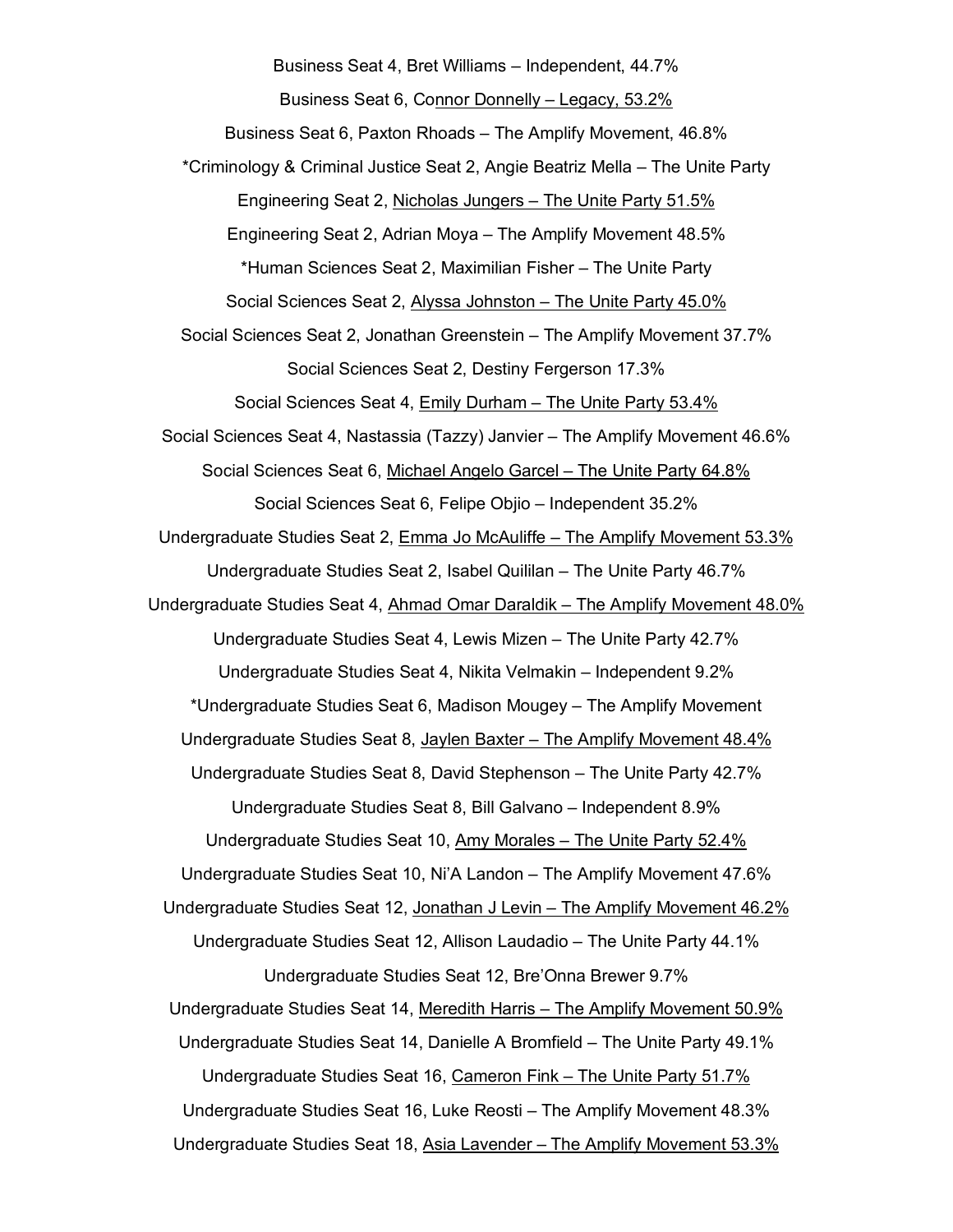Business Seat 4, Bret Williams – Independent, 44.7%

Business Seat 6, <u>Connor Donnelly – Legacy, 53.2%</u>

Business Seat 6, Paxton Rhoads – The Amplify Movement, 46.8%

*Criminology & Criminal Justice Seat 2, Angie Beatriz Mella – The Unite Party

Engineering Seat 2, <u>Nicholas Jungers – The Unite Party 51.5%</u>

Engineering Seat 2, Adrian Moya – The Amplify Movement 48.5%

*Human Sciences Seat 2, Maximilian Fisher – The Unite Party

Social Sciences Seat 2, <u>Alyssa Johnston – The Unite Party 45.0%</u>

Social Sciences Seat 2, Jonathan Greenstein – The Amplify Movement 37.7%

Social Sciences Seat 2, Destiny Fergerson 17.3%

Social Sciences Seat 4, <u>Emily Durham – The Unite Party 53.4%</u>

Social Sciences Seat 4, Nastassia (Tazzy) Janvier – The Amplify Movement 46.6%

Social Sciences Seat 6, <u>Michael Angelo Garcel – The Unite Party 64.8%</u>

Social Sciences Seat 6, Felipe Objio – Independent 35.2%

Undergraduate Studies Seat 2, <u>Emma Jo McAuliffe – The Amplify Movement 53.3%</u>

Undergraduate Studies Seat 2, Isabel Quililan – The Unite Party 46.7%

Undergraduate Studies Seat 4, <u>Ahmad Omar Daraldik – The Amplify Movement 48.0%</u>

Undergraduate Studies Seat 4, Lewis Mizen – The Unite Party 42.7%

Undergraduate Studies Seat 4, Nikita Velmakin – Independent 9.2%

*Undergraduate Studies Seat 6, Madison Mougey – The Amplify Movement

Undergraduate Studies Seat 8, <u>Jaylen Baxter – The Amplify Movement 48.4%</u>

Undergraduate Studies Seat 8, David Stephenson – The Unite Party 42.7%

Undergraduate Studies Seat 8, Bill Galvano – Independent 8.9%

Undergraduate Studies Seat 10, <u>Amy Morales – The Unite Party 52.4%</u>

Undergraduate Studies Seat 10, Ni'A Landon – The Amplify Movement 47.6%

Undergraduate Studies Seat 12, <u>Jonathan J Levin – The Amplify Movement 46.2%</u>

Undergraduate Studies Seat 12, Allison Laudadio – The Unite Party 44.1%

Undergraduate Studies Seat 12, Bre'Onna Brewer 9.7%

Undergraduate Studies Seat 14, <u>Meredith Harris – The Amplify Movement 50.9%</u>

Undergraduate Studies Seat 14, Danielle A Bromfield – The Unite Party 49.1%

Undergraduate Studies Seat 16, <u>Cameron Fink – The Unite Party 51.7%</u>

Undergraduate Studies Seat 16, Luke Reosti – The Amplify Movement 48.3%

Undergraduate Studies Seat 18, <u>Asia Lavender – The Amplify Movement 53.3%</u>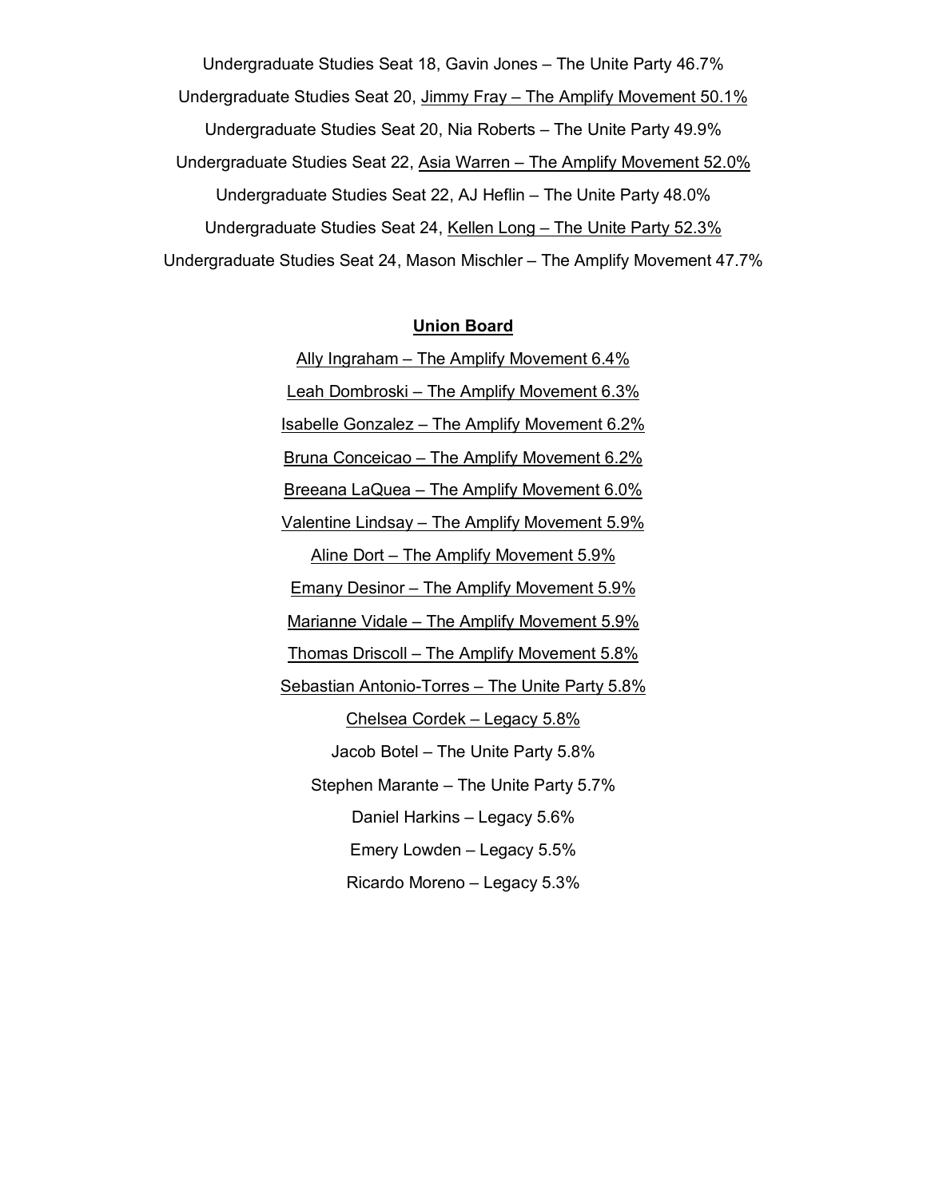Undergraduate Studies Seat 18, Gavin Jones – The Unite Party 46.7%

Undergraduate Studies Seat 20, <u>Jimmy Fray – The Amplify Movement 50.1%</u>

Undergraduate Studies Seat 20, Nia Roberts – The Unite Party 49.9%

Undergraduate Studies Seat 22, <u>Asia Warren – The Amplify Movement 52.0%</u>

Undergraduate Studies Seat 22, AJ Heflin – The Unite Party 48.0%

Undergraduate Studies Seat 24, <u>Kellen Long – The Unite Party 52.3%</u>

Undergraduate Studies Seat 24, Mason Mischler – The Amplify Movement 47.7%

## Union Board

<u>Ally Ingraham – The Amplify Movement 6.4%</u>

<u>Leah Dombroski – The Amplify Movement 6.3%</u>

<u>Isabelle Gonzalez – The Amplify Movement 6.2%</u>

<u>Bruna Conceicao – The Amplify Movement 6.2%</u>

<u>Breeana LaQuea – The Amplify Movement 6.0%</u>

<u>Valentine Lindsay – The Amplify Movement 5.9%</u>

<u>Aline Dort – The Amplify Movement 5.9%</u>

<u>Emany Desinor – The Amplify Movement 5.9%</u>

<u>Marianne Vidale – The Amplify Movement 5.9%</u>

<u>Thomas Driscoll – The Amplify Movement 5.8%</u>

<u>Sebastian Antonio-Torres – The Unite Party 5.8%</u>

<u>Chelsea Cordek – Legacy 5.8%</u>

Jacob Botel – The Unite Party 5.8%

Stephen Marante – The Unite Party 5.7%

Daniel Harkins – Legacy 5.6%

Emery Lowden – Legacy 5.5%

Ricardo Moreno – Legacy 5.3%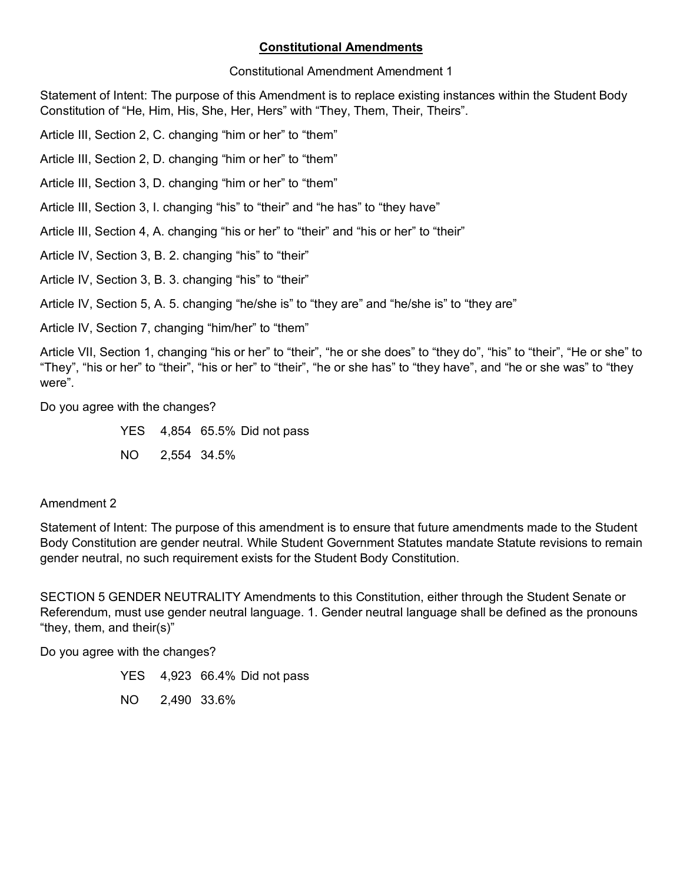## **Constitutional Amendments**

Constitutional Amendment Amendment 1

Statement of Intent: The purpose of this Amendment is to replace existing instances within the Student Body Constitution of “He, Him, His, She, Her, Hers” with “They, Them, Their, Theirs”.

Article III, Section 2, C. changing “him or her” to “them”

Article III, Section 2, D. changing “him or her” to “them”

Article III, Section 3, D. changing “him or her” to “them”

Article III, Section 3, I. changing “his” to “their” and “he has” to “they have”

Article III, Section 4, A. changing “his or her” to “their” and “his or her” to “their”

Article IV, Section 3, B. 2. changing “his” to “their”

Article IV, Section 3, B. 3. changing “his” to “their”

Article IV, Section 5, A. 5. changing “he/she is” to “they are” and “he/she is” to “they are”

Article IV, Section 7, changing “him/her” to “them”

Article VII, Section 1, changing “his or her” to “their”, “he or she does” to “they do”, “his” to “their”, “He or she” to “They”, “his or her” to “their”, “his or her” to “their”, “he or she has” to “they have”, and “he or she was” to “they were”.

Do you agree with the changes?

| | | | |
|---|---|---|---|
| YES | 4,854 | 65.5% | Did not pass |
| NO | 2,554 | 34.5% | |

Amendment 2

Statement of Intent: The purpose of this amendment is to ensure that future amendments made to the Student Body Constitution are gender neutral. While Student Government Statutes mandate Statute revisions to remain gender neutral, no such requirement exists for the Student Body Constitution.

SECTION 5 GENDER NEUTRALITY Amendments to this Constitution, either through the Student Senate or Referendum, must use gender neutral language. 1. Gender neutral language shall be defined as the pronouns “they, them, and their(s)”

Do you agree with the changes?

| | | | |
|---|---|---|---|
| YES | 4,923 | 66.4% | Did not pass |
| NO | 2,490 | 33.6% | |